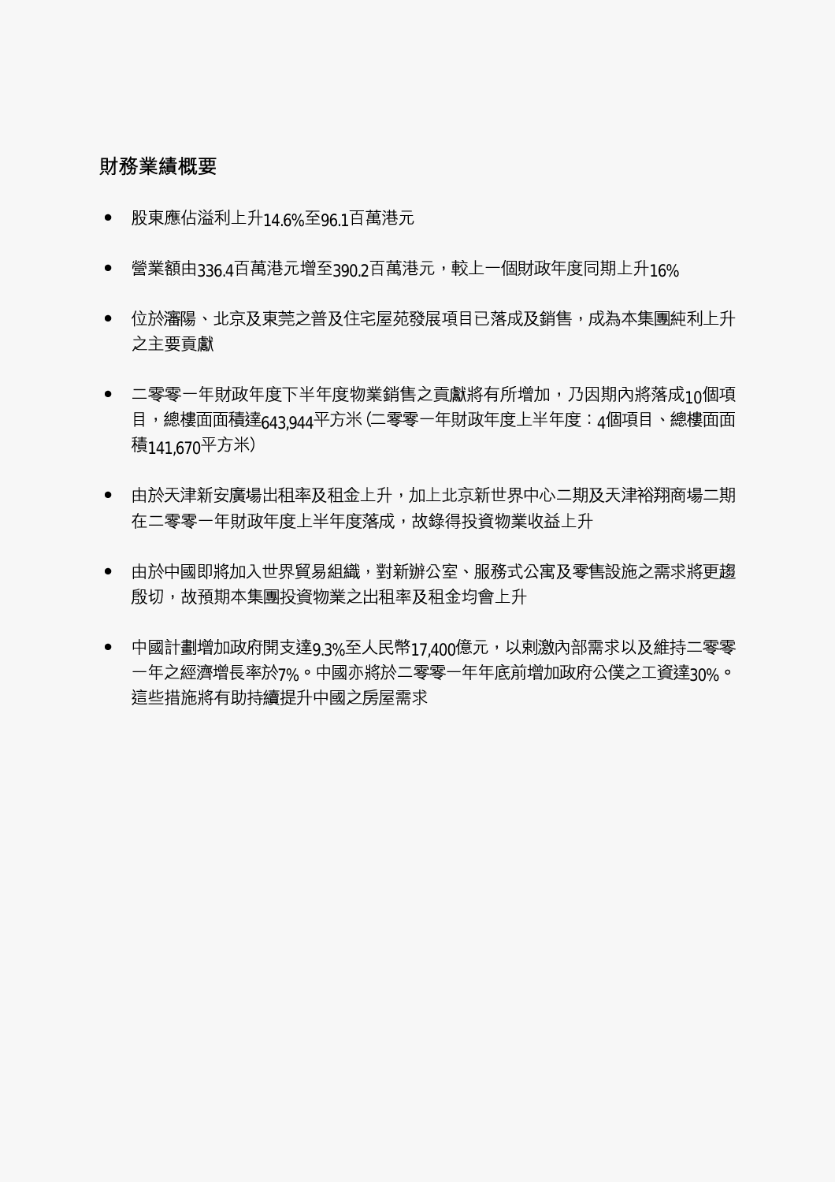## 財務業績概要

- 股東應佔溢利上升14.6%至96.1百萬港元
- 營業額由336.4百萬港元增至390.2百萬港元，較上一個財政年度同期上升16%
- 位於瀋陽、北京及東莞之普及住宅屋苑發展項目已落成及銷售，成為本集團純利上升之主要貢獻
- 二零零一年財政年度下半年度物業銷售之貢獻將有所增加，乃因期內將落成10個項目，總樓面面積達643,944平方米(二零零一年財政年度上半年度：4個項目、總樓面面積141,670平方米)
- 由於天津新安廣場出租率及租金上升，加上北京新世界中心二期及天津裕翔商場二期在二零零一年財政年度上半年度落成，故錄得投資物業收益上升
- 由於中國即將加入世界貿易組織，對新辦公室、服務式公寓及零售設施之需求將更趨殷切，故預期本集團投資物業之出租率及租金均會上升
- 中國計劃增加政府開支達9.3%至人民幣17,400億元，以刺激內部需求以及維持二零零一年之經濟增長率於7%。中國亦將於二零零一年年底前增加政府公僕之工資達30%。這些措施將有助持續提升中國之房屋需求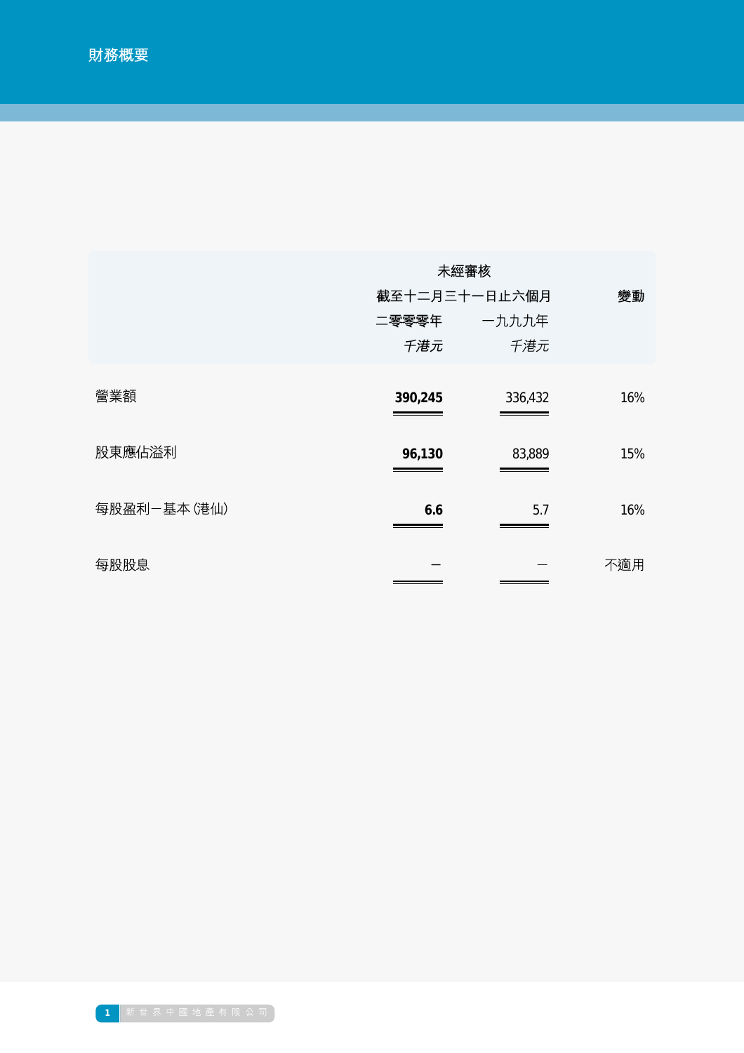# 財務概要

| | 未經審核 | | 變動 |
|---|---|---|---|
| | 截至十二月三十一日止六個月 | | |
| | 二零零零年 | 一九九九年 | |
| | *千港元* | *千港元* | |
| 營業額 | **390,245** | 336,432 | 16% |
| 股東應佔溢利 | **96,130** | 83,889 | 15% |
| 每股盈利－基本 (港仙) | **6.6** | 5.7 | 16% |
| 每股股息 | － | － | 不適用 |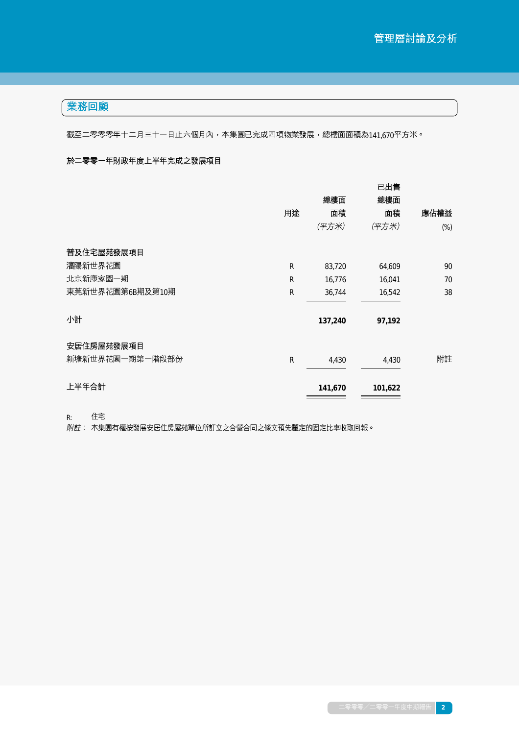## 業務回顧

截至二零零零年十二月三十一日止六個月內，本集團已完成四項物業發展，總樓面面積為141,670平方米。

**於二零零一年財政年度上半年完成之發展項目**

| | 用途 | 總樓面面積 *(平方米)* | 已出售總樓面面積 *(平方米)* | 應佔權益 (%) |
|---|---|---|---|---|
| **普及住宅屋苑發展項目** | | | | |
| 瀋陽新世界花園 | R | 83,720 | 64,609 | 90 |
| 北京新康家園一期 | R | 16,776 | 16,041 | 70 |
| 東莞新世界花園第6B期及第10期 | R | 36,744 | 16,542 | 38 |
| **小計** | | **137,240** | **97,192** | |
| **安居住房屋苑發展項目** | | | | |
| 新塘新世界花園一期第一階段部份 | R | 4,430 | 4,430 | 附註 |
| **上半年合計** | | **141,670** | **101,622** | |

R: 住宅

*附註：* 本集團有權按發展安居住房屋苑單位所訂立之合營合同之條文預先釐定的固定比率收取回報。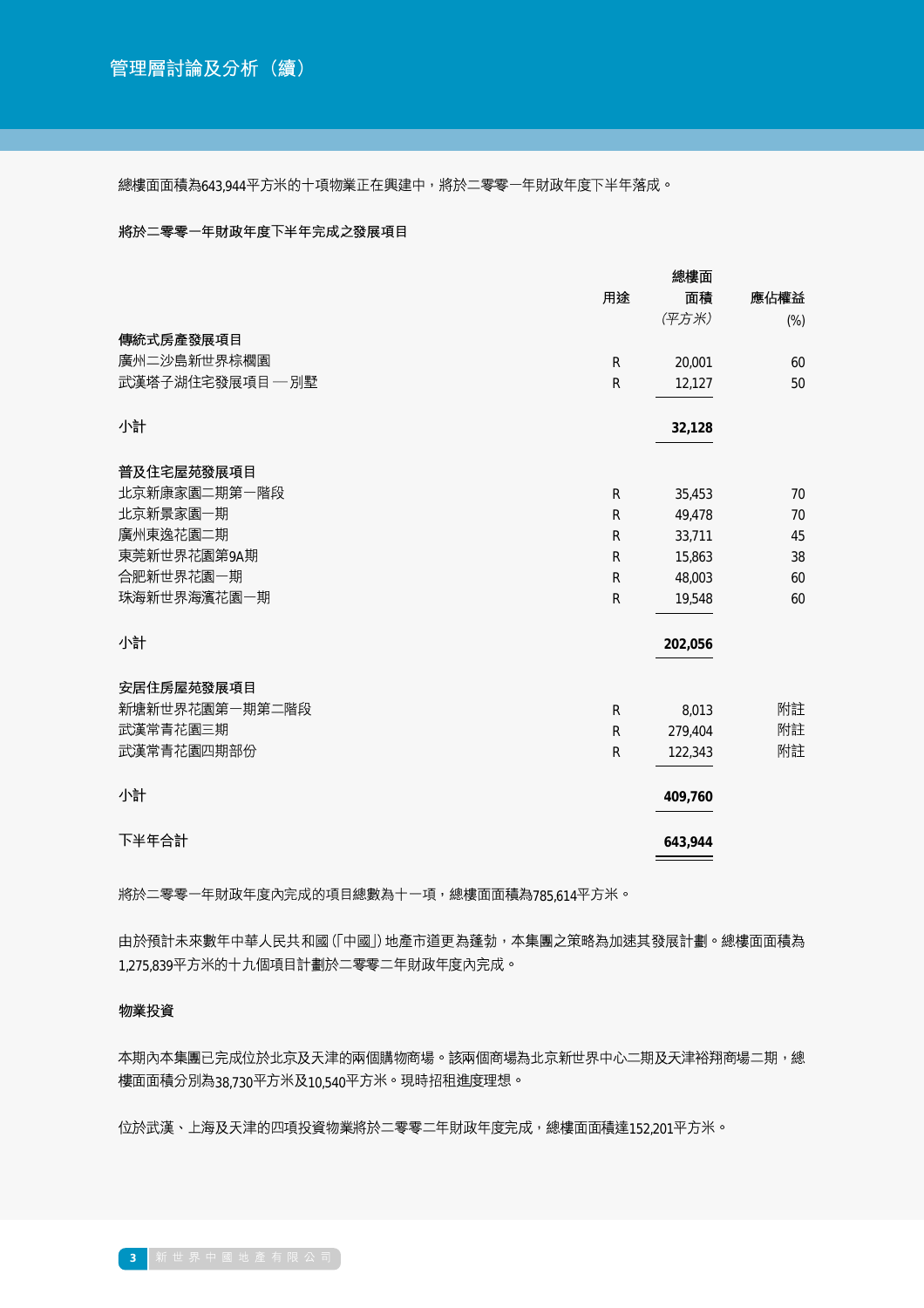總樓面面積為643,944平方米的十項物業正在興建中，將於二零零一年財政年度下半年落成。

**將於二零零一年財政年度下半年完成之發展項目**

| | 用途 | 總樓面面積 (平方米) | 應佔權益 (%) |
|---|---|---|---|
| **傳統式房產發展項目** | | | |
| 廣州二沙島新世界棕櫚園 | R | 20,001 | 60 |
| 武漢塔子湖住宅發展項目 — 別墅 | R | 12,127 | 50 |
| 小計 | | **32,128** | |
| **普及住宅屋苑發展項目** | | | |
| 北京新康家園二期第一階段 | R | 35,453 | 70 |
| 北京新景家園一期 | R | 49,478 | 70 |
| 廣州東逸花園二期 | R | 33,711 | 45 |
| 東莞新世界花園第9A期 | R | 15,863 | 38 |
| 合肥新世界花園一期 | R | 48,003 | 60 |
| 珠海新世界海濱花園一期 | R | 19,548 | 60 |
| 小計 | | **202,056** | |
| **安居住房屋苑發展項目** | | | |
| 新塘新世界花園第一期第二階段 | R | 8,013 | 附註 |
| 武漢常青花園三期 | R | 279,404 | 附註 |
| 武漢常青花園四期部份 | R | 122,343 | 附註 |
| 小計 | | **409,760** | |
| 下半年合計 | | **643,944** | |

將於二零零一年財政年度內完成的項目總數為十一項，總樓面面積為785,614平方米。

由於預計未來數年中華人民共和國(「中國」)地產市道更為蓬勃，本集團之策略為加速其發展計劃。總樓面面積為1,275,839平方米的十九個項目計劃於二零零二年財政年度內完成。

**物業投資**

本期內本集團已完成位於北京及天津的兩個購物商場。該兩個商場為北京新世界中心二期及天津裕翔商場二期，總樓面面積分別為38,730平方米及10,540平方米。現時招租進度理想。

位於武漢、上海及天津的四項投資物業將於二零零二年財政年度完成，總樓面面積達152,201平方米。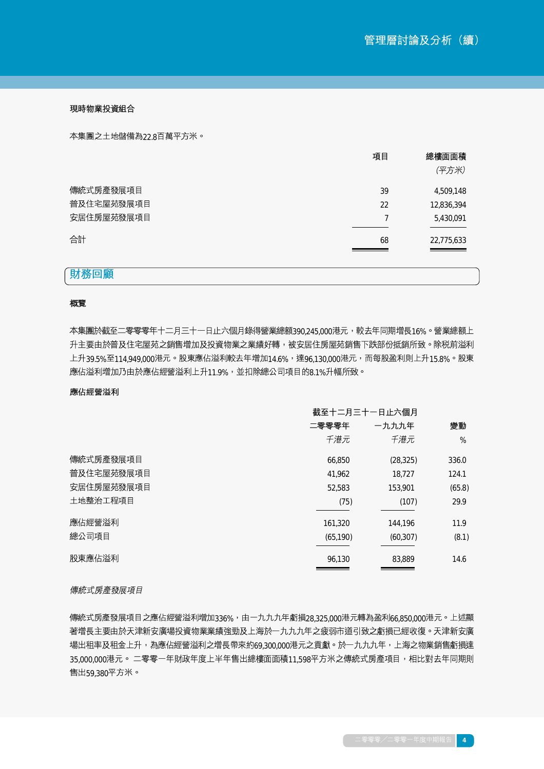**現時物業投資組合**

本集團之土地儲備為22.8百萬平方米。

| | 項目 | 總樓面面積<br>*(平方米)* |
|---|---|---|
| 傳統式房產發展項目 | 39 | 4,509,148 |
| 普及住宅屋苑發展項目 | 22 | 12,836,394 |
| 安居住房屋苑發展項目 | 7 | 5,430,091 |
| 合計 | 68 | 22,775,633 |

## 財務回顧

**概覽**

本集團於截至二零零零年十二月三十一日止六個月錄得營業總額390,245,000港元，較去年同期增長16%。營業總額上升主要由於普及住宅屋苑之銷售增加及投資物業之業績好轉，被安居住房屋苑銷售下跌部份抵銷所致。除税前溢利上升39.5%至114,949,000港元。股東應佔溢利較去年增加14.6%，達96,130,000港元，而每股盈利則上升15.8%。股東應佔溢利增加乃由於應佔經營溢利上升11.9%，並扣除總公司項目的8.1%升幅所致。

**應佔經營溢利**

| | 截至十二月三十一日止六個月 | | |
|---|---|---|---|
| | 二零零零年<br>*千港元* | 一九九九年<br>*千港元* | 變動<br>% |
| 傳統式房產發展項目 | 66,850 | (28,325) | 336.0 |
| 普及住宅屋苑發展項目 | 41,962 | 18,727 | 124.1 |
| 安居住房屋苑發展項目 | 52,583 | 153,901 | (65.8) |
| 土地整治工程項目 | (75) | (107) | 29.9 |
| 應佔經營溢利 | 161,320 | 144,196 | 11.9 |
| 總公司項目 | (65,190) | (60,307) | (8.1) |
| 股東應佔溢利 | 96,130 | 83,889 | 14.6 |

*傳統式房產發展項目*

傳統式房產發展項目之應佔經營溢利增加336%，由一九九九年虧損28,325,000港元轉為盈利66,850,000港元。上述顯著增長主要由於天津新安廣場投資物業業績強勁及上海於一九九九年之疲弱市道引致之虧損已經收復。天津新安廣場出租率及租金上升，為應佔經營溢利之增長帶來約69,300,000港元之貢獻。於一九九九年，上海之物業銷售虧損達35,000,000港元。 二零零一年財政年度上半年售出總樓面面積11,598平方米之傳統式房產項目，相比對去年同期則售出59,380平方米。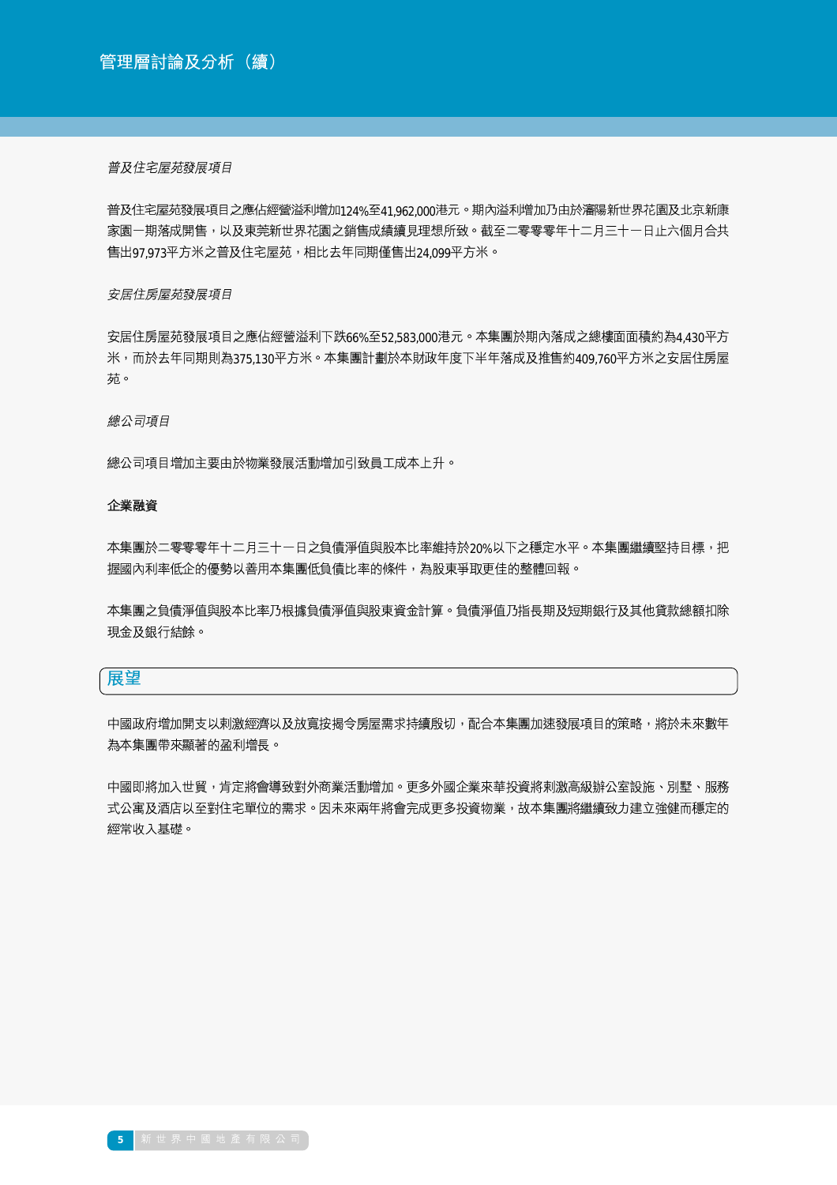*普及住宅屋苑發展項目*

普及住宅屋苑發展項目之應佔經營溢利增加124%至41,962,000港元。期內溢利增加乃由於瀋陽新世界花園及北京新康家園一期落成開售，以及東莞新世界花園之銷售成績續見理想所致。截至二零零零年十二月三十一日止六個月合共售出97,973平方米之普及住宅屋苑，相比去年同期僅售出24,099平方米。

*安居住房屋苑發展項目*

安居住房屋苑發展項目之應佔經營溢利下跌66%至52,583,000港元。本集團於期內落成之總樓面面積約為4,430平方米，而於去年同期則為375,130平方米。本集團計劃於本財政年度下半年落成及推售約409,760平方米之安居住房屋苑。

*總公司項目*

總公司項目增加主要由於物業發展活動增加引致員工成本上升。

**企業融資**

本集團於二零零零年十二月三十一日之負債淨值與股本比率維持於20%以下之穩定水平。本集團繼續堅持目標，把握國內利率低企的優勢以善用本集團低負債比率的條件，為股東爭取更佳的整體回報。

本集團之負債淨值與股本比率乃根據負債淨值與股東資金計算。負債淨值乃指長期及短期銀行及其他貸款總額扣除現金及銀行結餘。

## 展望

中國政府增加開支以刺激經濟以及放寬按揭令房屋需求持續殷切，配合本集團加速發展項目的策略，將於未來數年為本集團帶來顯著的盈利增長。

中國即將加入世貿，肯定將會導致對外商業活動增加。更多外國企業來華投資將刺激高級辦公室設施、別墅、服務式公寓及酒店以至對住宅單位的需求。因未來兩年將會完成更多投資物業，故本集團將繼續致力建立強健而穩定的經常收入基礎。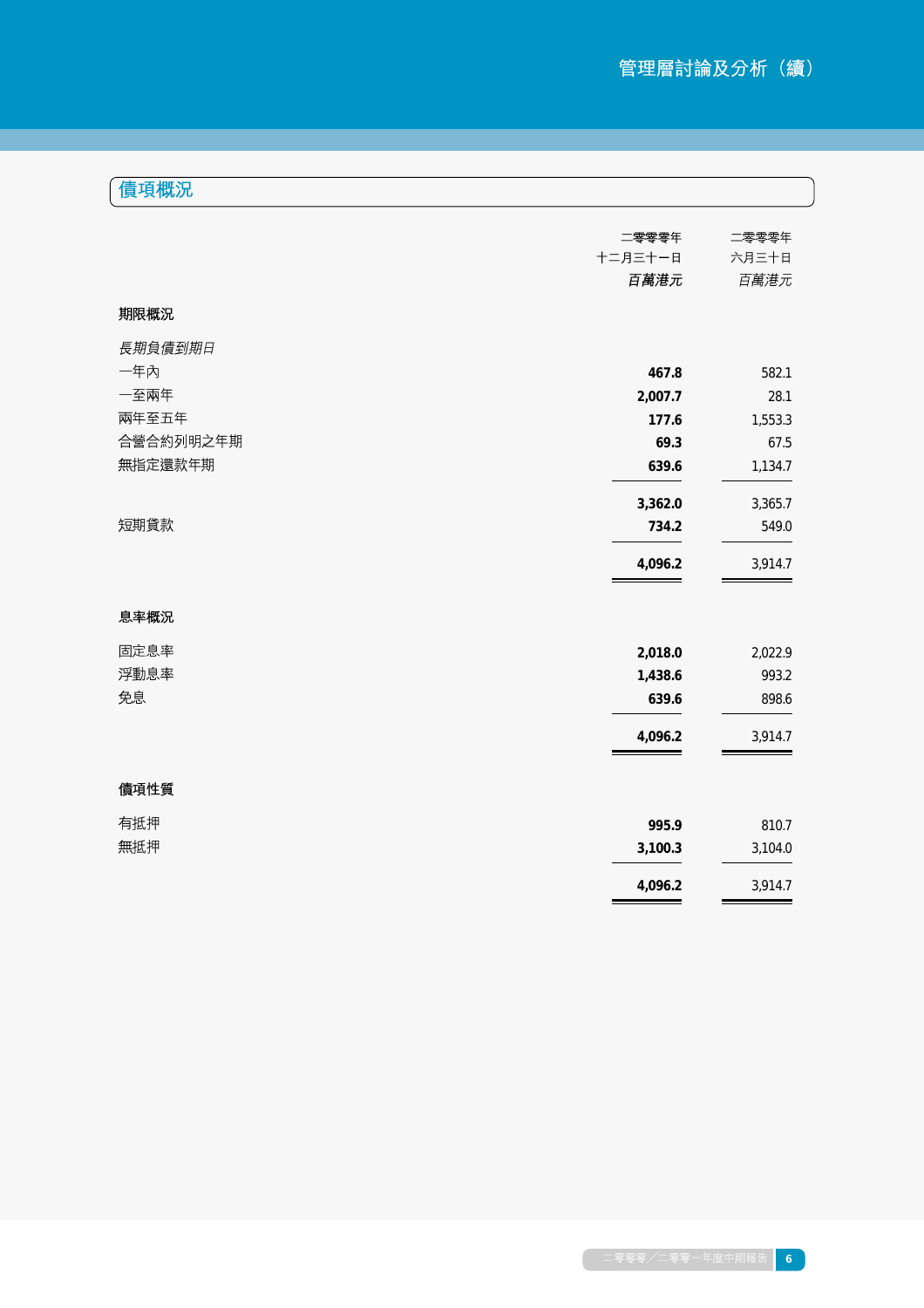## 債項概況

| | 二零零零年十二月三十一日 百萬港元 | 二零零零年六月三十日 百萬港元 |
|---|---|---|
| **期限概況** | | |
| *長期負債到期日* | | |
| 一年內 | **467.8** | 582.1 |
| 一至兩年 | **2,007.7** | 28.1 |
| 兩年至五年 | **177.6** | 1,553.3 |
| 合營合約列明之年期 | **69.3** | 67.5 |
| 無指定還款年期 | **639.6** | 1,134.7 |
| | **3,362.0** | 3,365.7 |
| 短期貸款 | **734.2** | 549.0 |
| | **4,096.2** | 3,914.7 |
| **息率概況** | | |
| 固定息率 | **2,018.0** | 2,022.9 |
| 浮動息率 | **1,438.6** | 993.2 |
| 免息 | **639.6** | 898.6 |
| | **4,096.2** | 3,914.7 |
| **債項性質** | | |
| 有抵押 | **995.9** | 810.7 |
| 無抵押 | **3,100.3** | 3,104.0 |
| | **4,096.2** | 3,914.7 |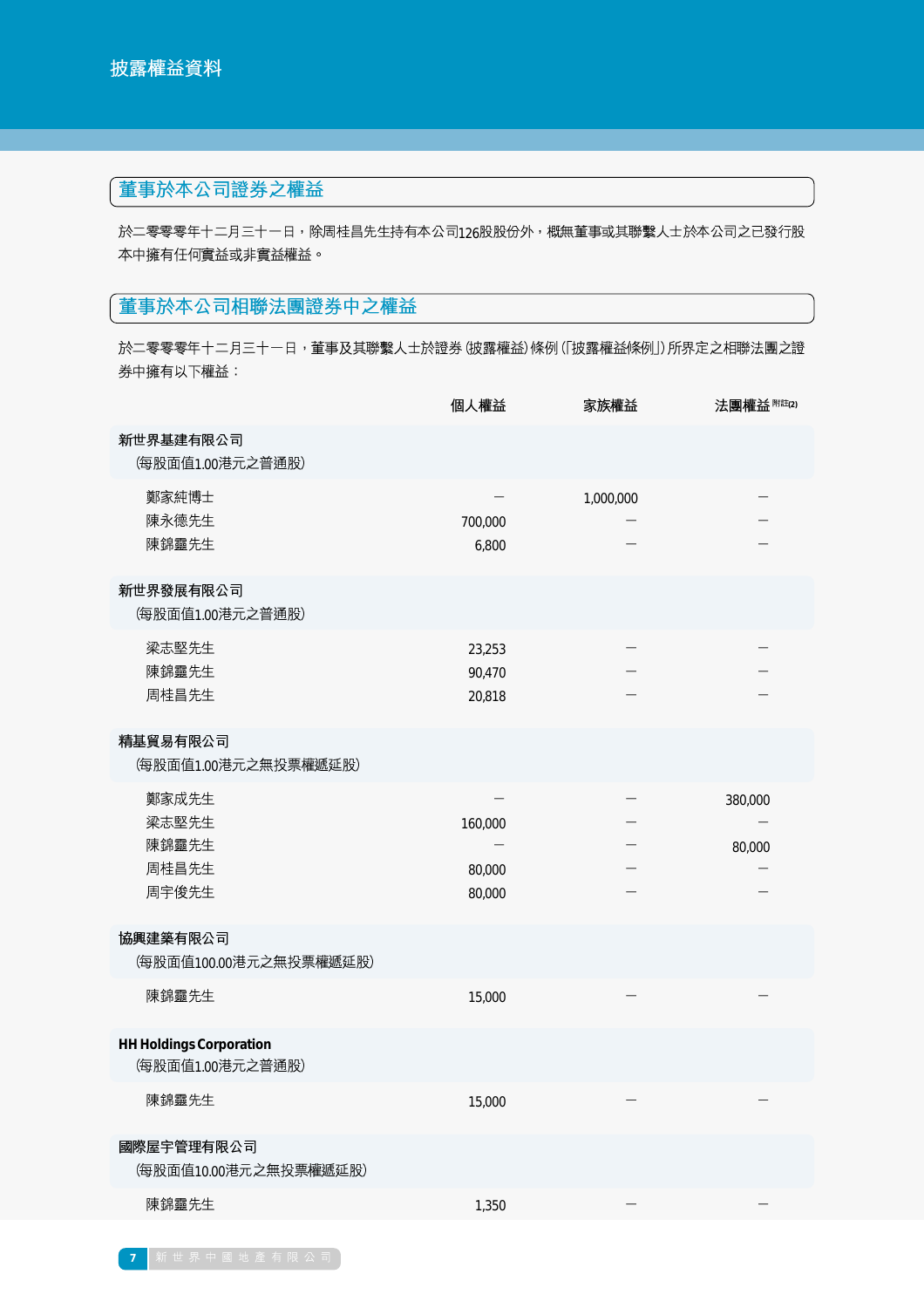## 披露權益資料

### 董事於本公司證券之權益

於二零零零年十二月三十一日，除周桂昌先生持有本公司126股股份外，概無董事或其聯繫人士於本公司之已發行股本中擁有任何實益或非實益權益。

### 董事於本公司相聯法團證券中之權益

於二零零零年十二月三十一日，董事及其聯繫人士於證券(披露權益)條例(「披露權益條例」)所界定之相聯法團之證券中擁有以下權益：

| | 個人權益 | 家族權益 | 法團權益 附註(2) |
|---|---|---|---|
| **新世界基建有限公司**<br>(每股面值1.00港元之普通股) | | | |
| 鄭家純博士 | – | 1,000,000 | – |
| 陳永德先生 | 700,000 | – | – |
| 陳錦靈先生 | 6,800 | – | – |
| **新世界發展有限公司**<br>(每股面值1.00港元之普通股) | | | |
| 梁志堅先生 | 23,253 | – | – |
| 陳錦靈先生 | 90,470 | – | – |
| 周桂昌先生 | 20,818 | – | – |
| **精基貿易有限公司**<br>(每股面值1.00港元之無投票權遞延股) | | | |
| 鄭家成先生 | – | – | 380,000 |
| 梁志堅先生 | 160,000 | – | – |
| 陳錦靈先生 | – | – | 80,000 |
| 周桂昌先生 | 80,000 | – | – |
| 周宇俊先生 | 80,000 | – | – |
| **協興建築有限公司**<br>(每股面值100.00港元之無投票權遞延股) | | | |
| 陳錦靈先生 | 15,000 | – | – |
| **HH Holdings Corporation**<br>(每股面值1.00港元之普通股) | | | |
| 陳錦靈先生 | 15,000 | – | – |
| **國際屋宇管理有限公司**<br>(每股面值10.00港元之無投票權遞延股) | | | |
| 陳錦靈先生 | 1,350 | – | – |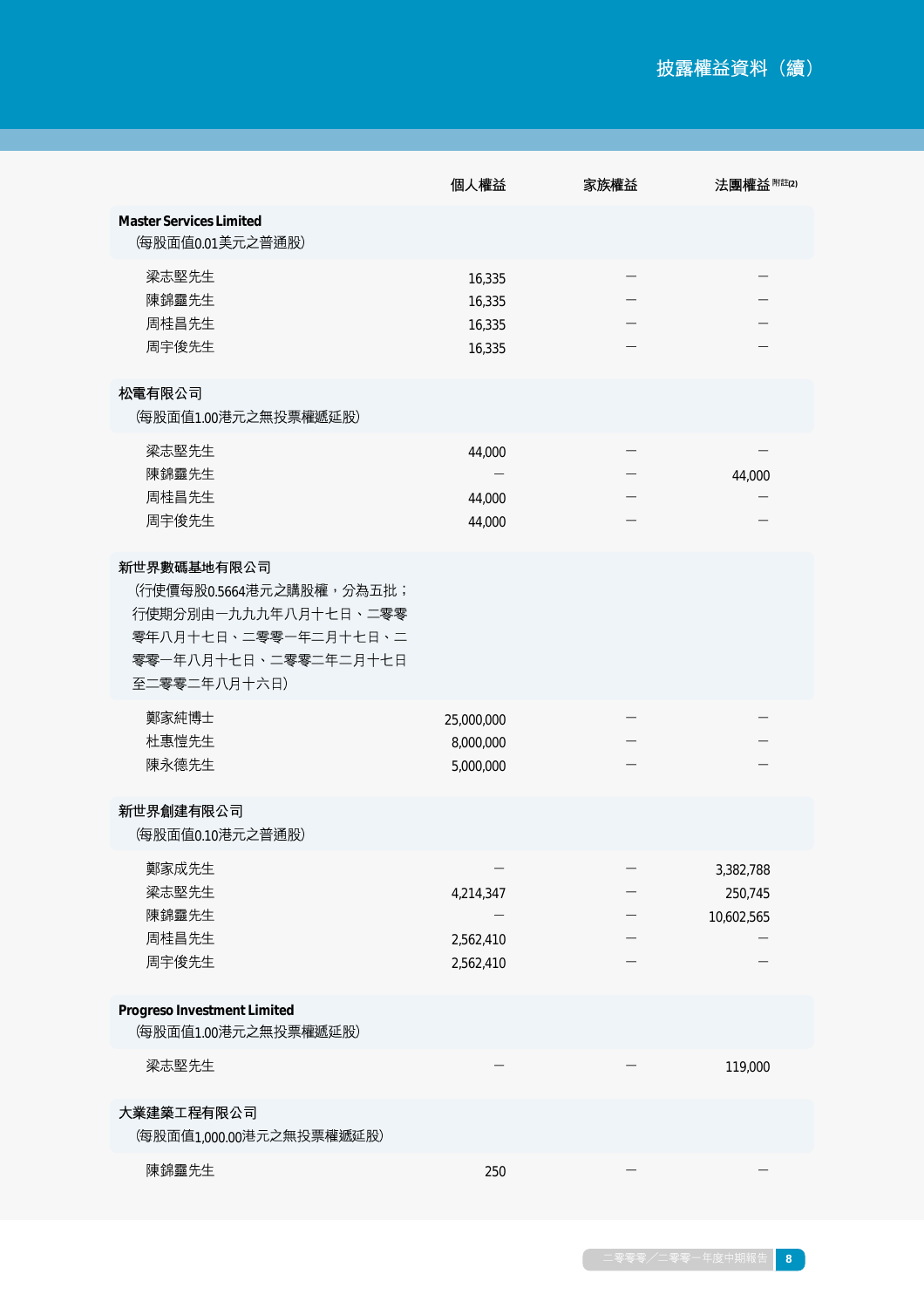| | 個人權益 | 家族權益 | 法團權益 附註(2) |
|---|---|---|---|
| **Master Services Limited**<br>(每股面值0.01美元之普通股) | | | |
| 梁志堅先生 | 16,335 | — | — |
| 陳錦靈先生 | 16,335 | — | — |
| 周桂昌先生 | 16,335 | — | — |
| 周宇俊先生 | 16,335 | — | — |
| **松電有限公司**<br>(每股面值1.00港元之無投票權遞延股) | | | |
| 梁志堅先生 | 44,000 | — | — |
| 陳錦靈先生 | — | — | 44,000 |
| 周桂昌先生 | 44,000 | — | — |
| 周宇俊先生 | 44,000 | — | — |
| **新世界數碼基地有限公司**<br>(行使價每股0.5664港元之購股權,分為五批;行使期分別由一九九九年八月十七日、二零零零年八月十七日、二零零一年二月十七日、二零零一年八月十七日、二零零二年二月十七日至二零零二年八月十六日) | | | |
| 鄭家純博士 | 25,000,000 | — | — |
| 杜惠愷先生 | 8,000,000 | — | — |
| 陳永德先生 | 5,000,000 | — | — |
| **新世界創建有限公司**<br>(每股面值0.10港元之普通股) | | | |
| 鄭家成先生 | — | — | 3,382,788 |
| 梁志堅先生 | 4,214,347 | — | 250,745 |
| 陳錦靈先生 | — | — | 10,602,565 |
| 周桂昌先生 | 2,562,410 | — | — |
| 周宇俊先生 | 2,562,410 | — | — |
| **Progreso Investment Limited**<br>(每股面值1.00港元之無投票權遞延股) | | | |
| 梁志堅先生 | — | — | 119,000 |
| **大業建築工程有限公司**<br>(每股面值1,000.00港元之無投票權遞延股) | | | |
| 陳錦靈先生 | 250 | — | — |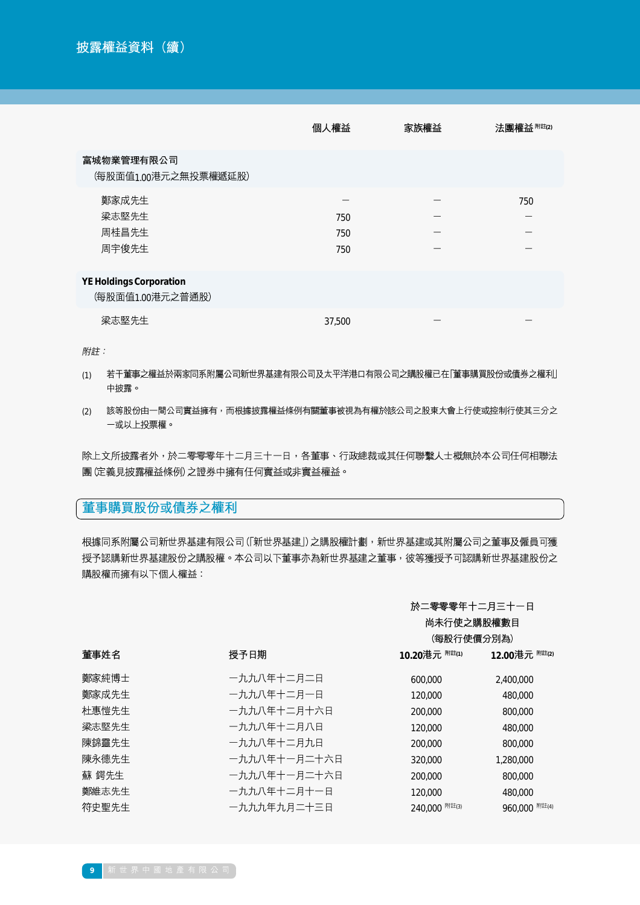# 披露權益資料（續）

| | 個人權益 | 家族權益 | 法團權益 附註(2) |
|---|---|---|---|
| **富城物業管理有限公司**<br>(每股面值1.00港元之無投票權遞延股) | | | |
| 鄭家成先生 | — | — | 750 |
| 梁志堅先生 | 750 | — | — |
| 周桂昌先生 | 750 | — | — |
| 周宇俊先生 | 750 | — | — |
| **YE Holdings Corporation**<br>(每股面值1.00港元之普通股) | | | |
| 梁志堅先生 | 37,500 | — | — |

*附註：*

(1) 若干董事之權益於兩家同系附屬公司新世界基建有限公司及太平洋港口有限公司之購股權已在「董事購買股份或債券之權利」中披露。

(2) 該等股份由一間公司實益擁有，而根據披露權益條例有關董事被視為有權於該公司之股東大會上行使或控制行使其三分之一或以上投票權。

除上文所披露者外，於二零零零年十二月三十一日，各董事、行政總裁或其任何聯繫人士概無於本公司任何相聯法團(定義見披露權益條例)之證券中擁有任何實益或非實益權益。

## 董事購買股份或債券之權利

根據同系附屬公司新世界基建有限公司(「新世界基建」)之購股權計劃，新世界基建或其附屬公司之董事及僱員可獲授予認購新世界基建股份之購股權。本公司以下董事亦為新世界基建之董事，彼等獲授予可認購新世界基建股份之購股權而擁有以下個人權益：

| 董事姓名 | 授予日期 | 於二零零零年十二月三十一日尚未行使之購股權數目(每股行使價分別為)<br>10.20港元 附註(1) | 12.00港元 附註(2) |
|---|---|---|---|
| 鄭家純博士 | 一九九八年十二月二日 | 600,000 | 2,400,000 |
| 鄭家成先生 | 一九九八年十二月一日 | 120,000 | 480,000 |
| 杜惠愷先生 | 一九九八年十二月十六日 | 200,000 | 800,000 |
| 梁志堅先生 | 一九九八年十二月八日 | 120,000 | 480,000 |
| 陳錦靈先生 | 一九九八年十二月九日 | 200,000 | 800,000 |
| 陳永德先生 | 一九九八年十一月二十六日 | 320,000 | 1,280,000 |
| 蘇 鍔先生 | 一九九八年十一月二十六日 | 200,000 | 800,000 |
| 鄭維志先生 | 一九九八年十二月十一日 | 120,000 | 480,000 |
| 符史聖先生 | 一九九九年九月二十三日 | 240,000 附註(3) | 960,000 附註(4) |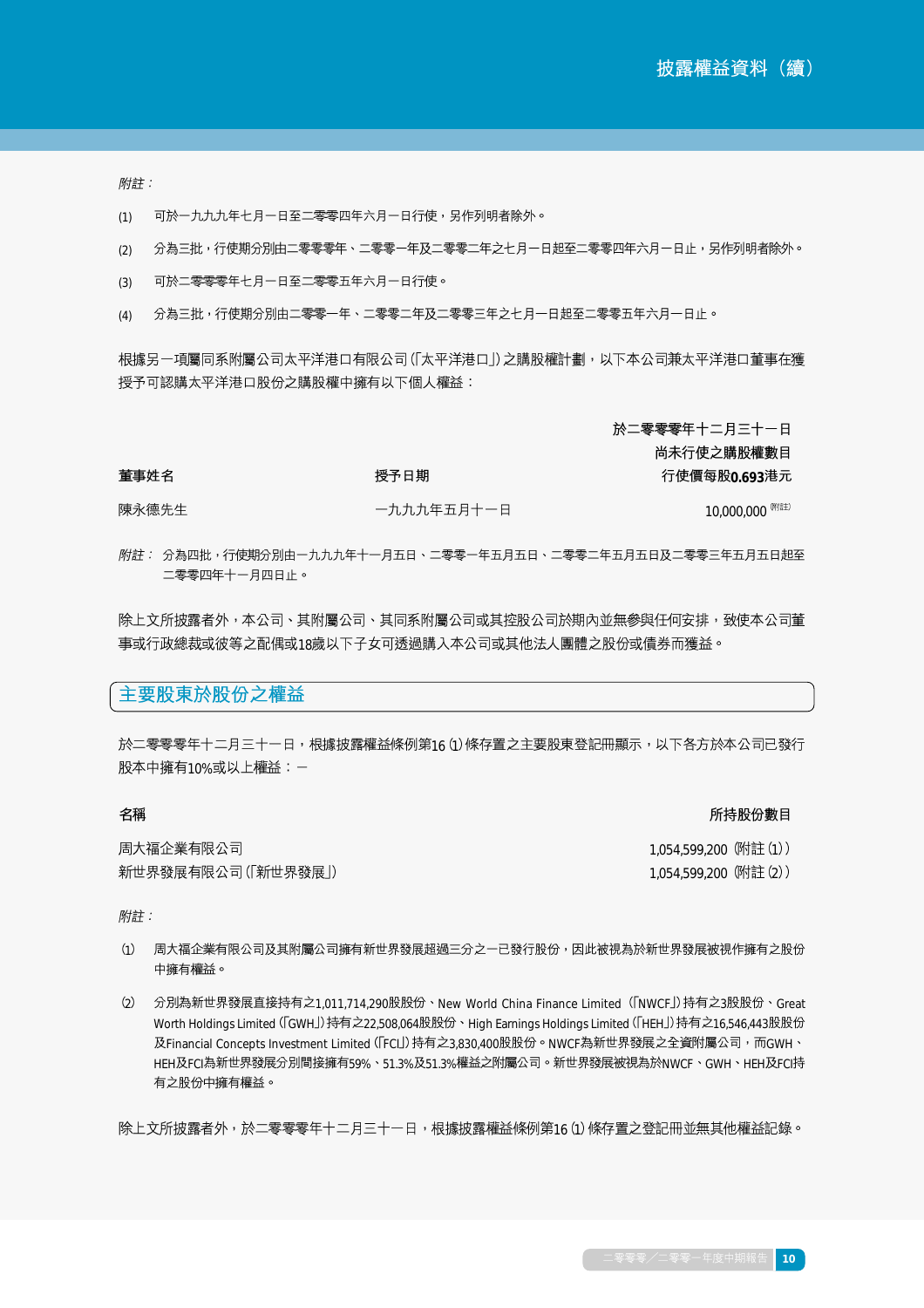*附註：*

(1) 可於一九九九年七月一日至二零零四年六月一日行使，另作列明者除外。

(2) 分為三批，行使期分別由二零零零年、二零零一年及二零零二年之七月一日起至二零零四年六月一日止，另作列明者除外。

(3) 可於二零零零年七月一日至二零零五年六月一日行使。

(4) 分為三批，行使期分別由二零零一年、二零零二年及二零零三年之七月一日起至二零零五年六月一日止。

根據另一項屬同系附屬公司太平洋港口有限公司(「太平洋港口」)之購股權計劃，以下本公司兼太平洋港口董事在獲授予可認購太平洋港口股份之購股權中擁有以下個人權益：

| 董事姓名 | 授予日期 | 於二零零零年十二月三十一日尚未行使之購股權數目行使價每股**0.693**港元 |
|---|---|---|
| 陳永德先生 | 一九九九年五月十一日 | 10,000,000 (附註) |

*附註：* 分為四批，行使期分別由一九九九年十一月五日、二零零一年五月五日、二零零二年五月五日及二零零三年五月五日起至二零零四年十一月四日止。

除上文所披露者外，本公司、其附屬公司、其同系附屬公司或其控股公司於期內並無參與任何安排，致使本公司董事或行政總裁或彼等之配偶或18歲以下子女可透過購入本公司或其他法人團體之股份或債券而獲益。

## 主要股東於股份之權益

於二零零零年十二月三十一日，根據披露權益條例第16 (1) 條存置之主要股東登記冊顯示，以下各方於本公司已發行股本中擁有10%或以上權益：－

| 名稱 | 所持股份數目 |
|---|---|
| 周大福企業有限公司 | 1,054,599,200 (附註 (1)) |
| 新世界發展有限公司(「新世界發展」) | 1,054,599,200 (附註 (2)) |

*附註：*

(1) 周大福企業有限公司及其附屬公司擁有新世界發展超過三分之一已發行股份，因此被視為於新世界發展被視作擁有之股份中擁有權益。

(2) 分別為新世界發展直接持有之1,011,714,290股股份、New World China Finance Limited (「NWCF」)持有之3股股份、Great Worth Holdings Limited (「GWH」)持有之22,508,064股股份、High Earnings Holdings Limited (「HEH」)持有之16,546,443股股份及Financial Concepts Investment Limited (「FCI」)持有之3,830,400股股份。NWCF為新世界發展之全資附屬公司，而GWH、HEH及FCI為新世界發展分別間接擁有59%、51.3%及51.3%權益之附屬公司。新世界發展被視為於NWCF、GWH、HEH及FCI持有之股份中擁有權益。

除上文所披露者外，於二零零零年十二月三十一日，根據披露權益條例第16 (1) 條存置之登記冊並無其他權益記錄。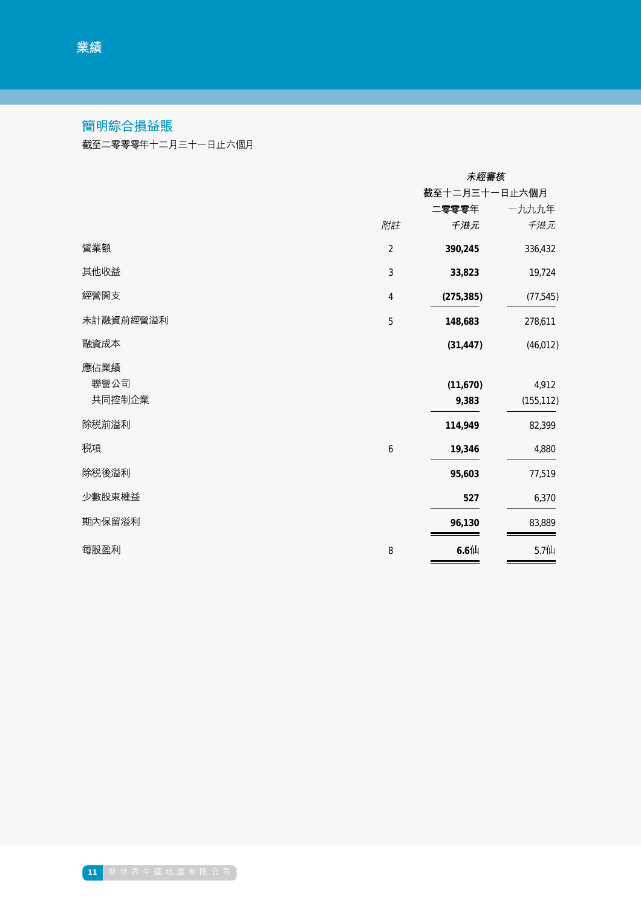## 業績

### 簡明綜合損益賬

截至二零零零年十二月三十一日止六個月

| | 附註 | 未經審核 截至十二月三十一日止六個月 二零零零年 千港元 | 一九九九年 千港元 |
|---|---|---|---|
| 營業額 | 2 | **390,245** | 336,432 |
| 其他收益 | 3 | **33,823** | 19,724 |
| 經營開支 | 4 | **(275,385)** | (77,545) |
| 未計融資前經營溢利 | 5 | **148,683** | 278,611 |
| 融資成本 | | **(31,447)** | (46,012) |
| 應佔業績 | | | |
| 聯營公司 | | **(11,670)** | 4,912 |
| 共同控制企業 | | **9,383** | (155,112) |
| 除稅前溢利 | | **114,949** | 82,399 |
| 稅項 | 6 | **19,346** | 4,880 |
| 除稅後溢利 | | **95,603** | 77,519 |
| 少數股東權益 | | **527** | 6,370 |
| 期內保留溢利 | | **96,130** | 83,889 |
| 每股盈利 | 8 | **6.6仙** | 5.7仙 |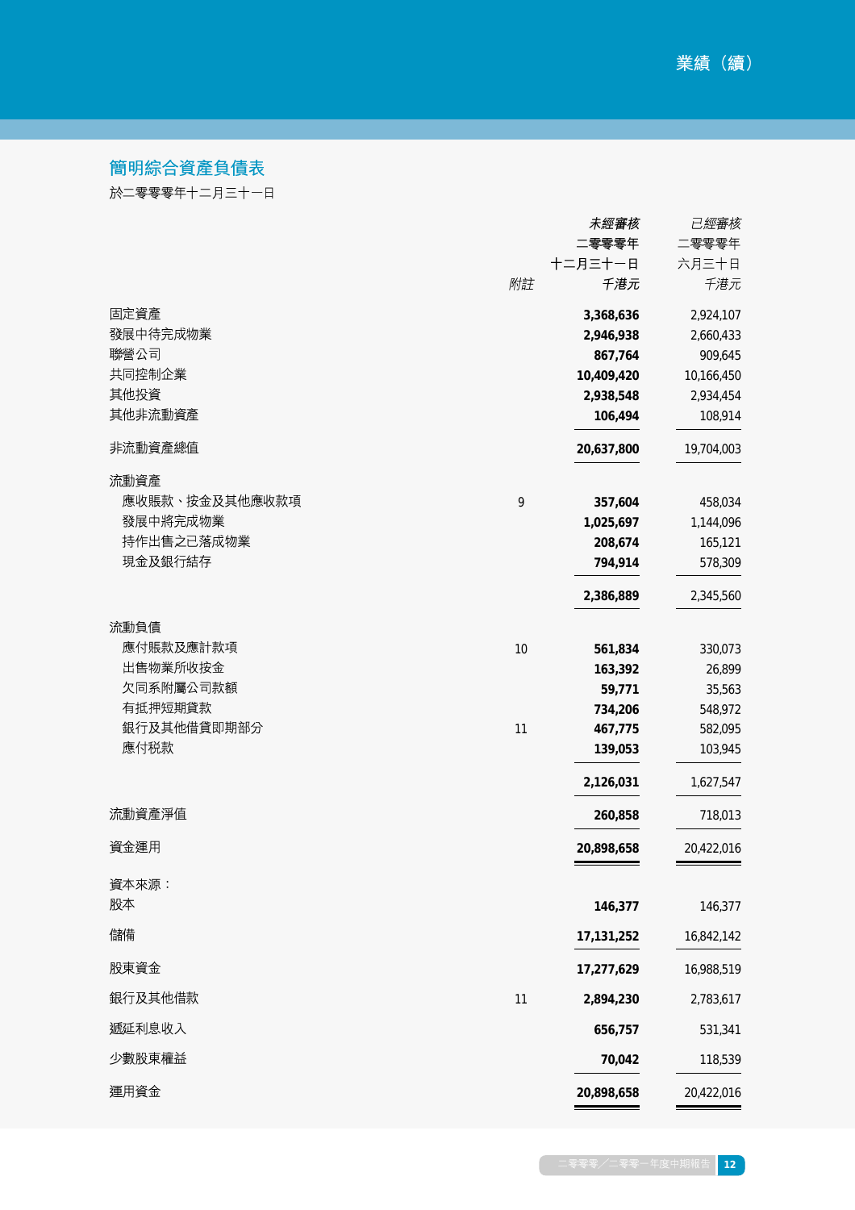## 簡明綜合資產負債表

於二零零零年十二月三十一日

| | 附註 | *未經審核* 二零零零年 十二月三十一日 *千港元* | *已經審核* 二零零零年 六月三十日 *千港元* |
|---|---|---|---|
| 固定資產 | | **3,368,636** | 2,924,107 |
| 發展中待完成物業 | | **2,946,938** | 2,660,433 |
| 聯營公司 | | **867,764** | 909,645 |
| 共同控制企業 | | **10,409,420** | 10,166,450 |
| 其他投資 | | **2,938,548** | 2,934,454 |
| 其他非流動資產 | | **106,494** | 108,914 |
| 非流動資產總值 | | **20,637,800** | 19,704,003 |
| 流動資產 | | | |
| 應收賬款、按金及其他應收款項 | 9 | **357,604** | 458,034 |
| 發展中將完成物業 | | **1,025,697** | 1,144,096 |
| 持作出售之已落成物業 | | **208,674** | 165,121 |
| 現金及銀行結存 | | **794,914** | 578,309 |
| | | **2,386,889** | 2,345,560 |
| 流動負債 | | | |
| 應付賬款及應計款項 | 10 | **561,834** | 330,073 |
| 出售物業所收按金 | | **163,392** | 26,899 |
| 欠同系附屬公司款額 | | **59,771** | 35,563 |
| 有抵押短期貸款 | | **734,206** | 548,972 |
| 銀行及其他借貸即期部分 | 11 | **467,775** | 582,095 |
| 應付稅款 | | **139,053** | 103,945 |
| | | **2,126,031** | 1,627,547 |
| 流動資產淨值 | | **260,858** | 718,013 |
| 資金運用 | | **20,898,658** | 20,422,016 |
| 資本來源： | | | |
| 股本 | | **146,377** | 146,377 |
| 儲備 | | **17,131,252** | 16,842,142 |
| 股東資金 | | **17,277,629** | 16,988,519 |
| 銀行及其他借款 | 11 | **2,894,230** | 2,783,617 |
| 遞延利息收入 | | **656,757** | 531,341 |
| 少數股東權益 | | **70,042** | 118,539 |
| 運用資金 | | **20,898,658** | 20,422,016 |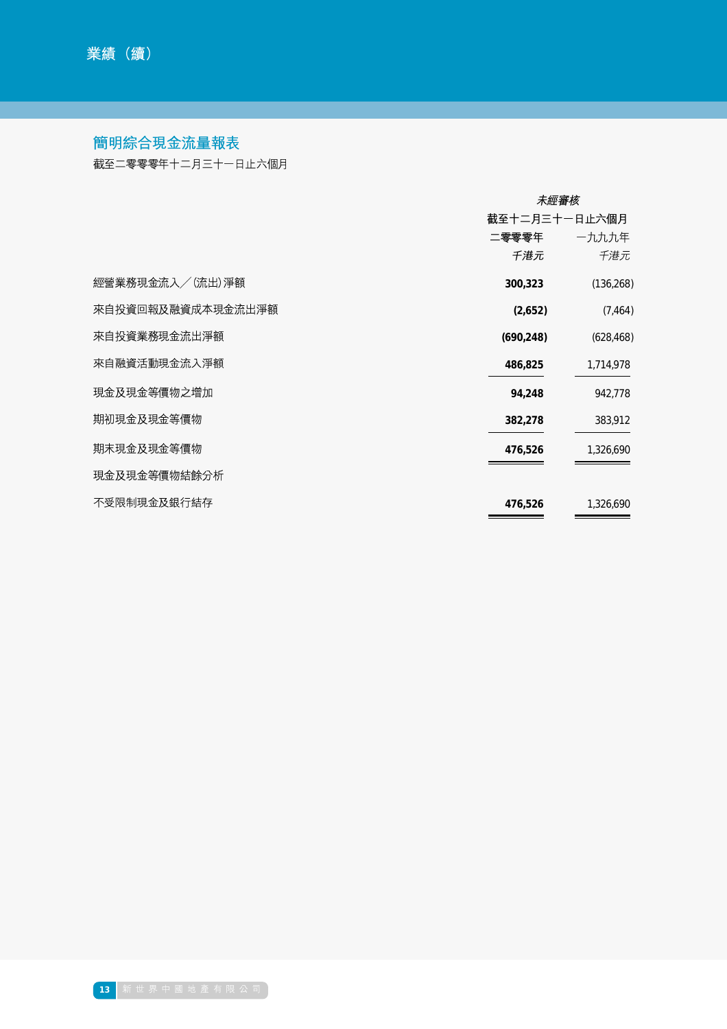## 業績（續）

### 簡明綜合現金流量報表

截至二零零零年十二月三十一日止六個月

| | 未經審核 | |
|---|---|---|
| | 截至十二月三十一日止六個月 | |
| | **二零零零年** | 一九九九年 |
| | *千港元* | *千港元* |
| 經營業務現金流入╱(流出)淨額 | **300,323** | (136,268) |
| 來自投資回報及融資成本現金流出淨額 | **(2,652)** | (7,464) |
| 來自投資業務現金流出淨額 | **(690,248)** | (628,468) |
| 來自融資活動現金流入淨額 | **486,825** | 1,714,978 |
| 現金及現金等價物之增加 | **94,248** | 942,778 |
| 期初現金及現金等價物 | **382,278** | 383,912 |
| 期末現金及現金等價物 | **476,526** | 1,326,690 |
| 現金及現金等價物結餘分析 | | |
| 不受限制現金及銀行結存 | **476,526** | 1,326,690 |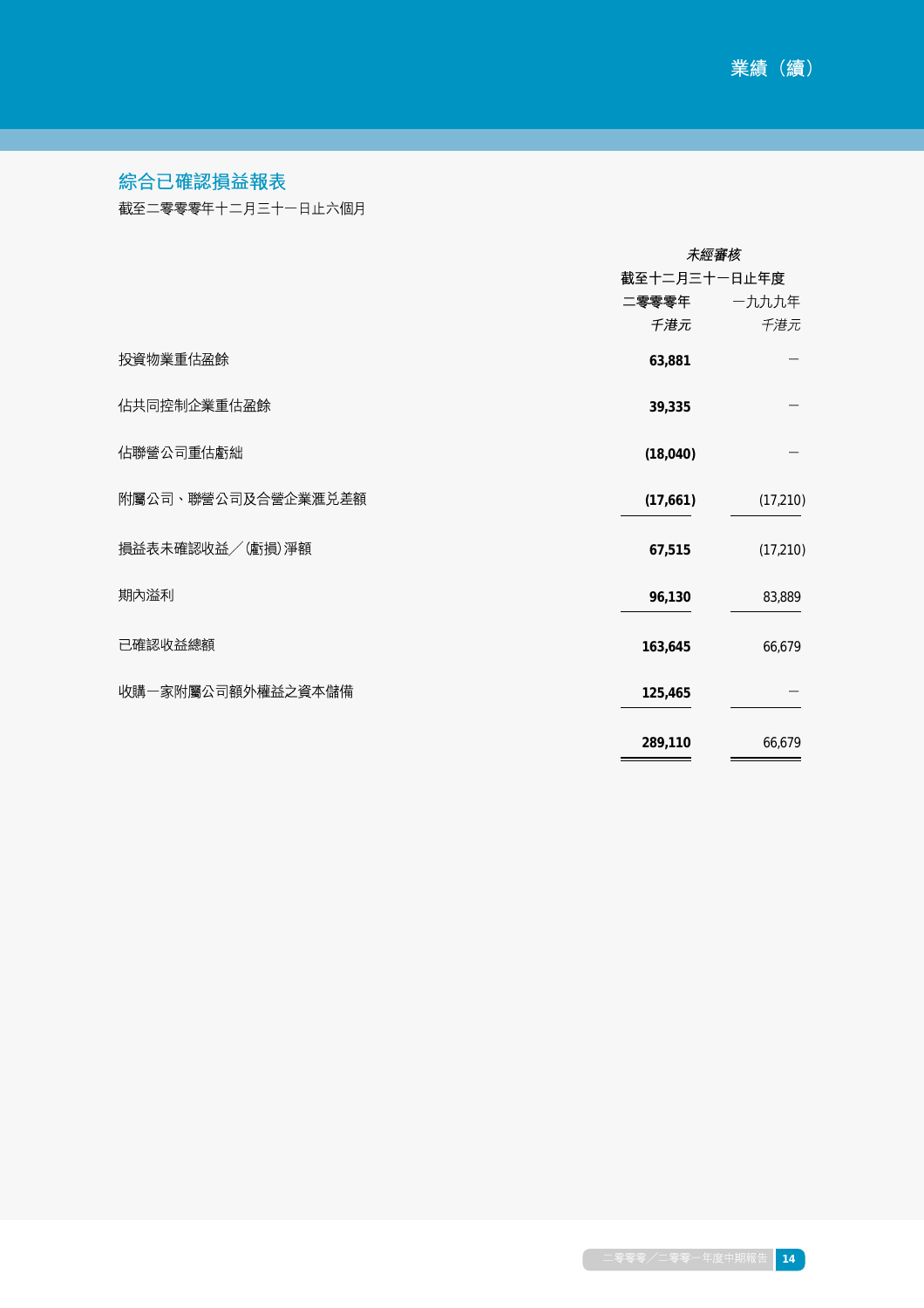## 綜合已確認損益報表

截至二零零零年十二月三十一日止六個月

| | 未經審核 | |
|---|---|---|
| | 截至十二月三十一日止年度 | |
| | 二零零零年 | 一九九九年 |
| | *千港元* | *千港元* |
| 投資物業重估盈餘 | **63,881** | – |
| 佔共同控制企業重估盈餘 | **39,335** | – |
| 佔聯營公司重估虧絀 | **(18,040)** | – |
| 附屬公司、聯營公司及合營企業滙兑差額 | **(17,661)** | (17,210) |
| 損益表未確認收益╱(虧損)淨額 | **67,515** | (17,210) |
| 期內溢利 | **96,130** | 83,889 |
| 已確認收益總額 | **163,645** | 66,679 |
| 收購一家附屬公司額外權益之資本儲備 | **125,465** | – |
| | **289,110** | 66,679 |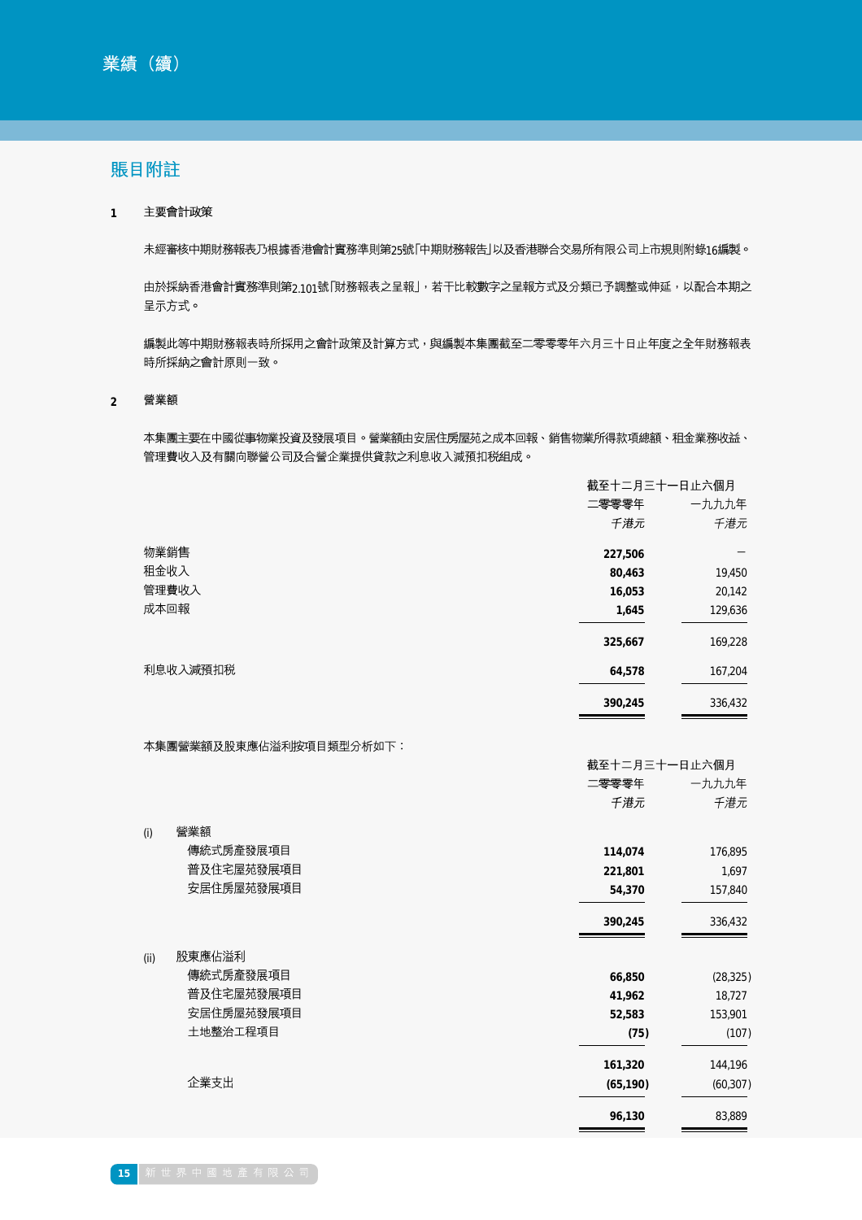## 賬目附註

### 1 主要會計政策

未經審核中期財務報表乃根據香港會計實務準則第25號「中期財務報告」以及香港聯合交易所有限公司上市規則附錄16編製。

由於採納香港會計實務準則第2.101號「財務報表之呈報」，若干比較數字之呈報方式及分類已予調整或伸延，以配合本期之呈示方式。

編製此等中期財務報表時所採用之會計政策及計算方式，與編製本集團截至二零零零年六月三十日止年度之全年財務報表時所採納之會計原則一致。

### 2 營業額

本集團主要在中國從事物業投資及發展項目。營業額由安居住房屋苑之成本回報、銷售物業所得款項總額、租金業務收益、管理費收入及有關向聯營公司及合營企業提供貸款之利息收入減預扣稅組成。

| | 截至十二月三十一日止六個月 | |
|---|---|---|
| | 二零零零年 | 一九九九年 |
| | *千港元* | *千港元* |
| 物業銷售 | **227,506** | — |
| 租金收入 | **80,463** | 19,450 |
| 管理費收入 | **16,053** | 20,142 |
| 成本回報 | **1,645** | 129,636 |
| | **325,667** | 169,228 |
| 利息收入減預扣稅 | **64,578** | 167,204 |
| | **390,245** | 336,432 |

本集團營業額及股東應佔溢利按項目類型分析如下：

| | 截至十二月三十一日止六個月 | |
|---|---|---|
| | 二零零零年 | 一九九九年 |
| | *千港元* | *千港元* |
| (i) 營業額 | | |
| 傳統式房產發展項目 | **114,074** | 176,895 |
| 普及住宅屋苑發展項目 | **221,801** | 1,697 |
| 安居住房屋苑發展項目 | **54,370** | 157,840 |
| | **390,245** | 336,432 |
| (ii) 股東應佔溢利 | | |
| 傳統式房產發展項目 | **66,850** | (28,325) |
| 普及住宅屋苑發展項目 | **41,962** | 18,727 |
| 安居住房屋苑發展項目 | **52,583** | 153,901 |
| 土地整治工程項目 | **(75)** | (107) |
| | **161,320** | 144,196 |
| 企業支出 | **(65,190)** | (60,307) |
| | **96,130** | 83,889 |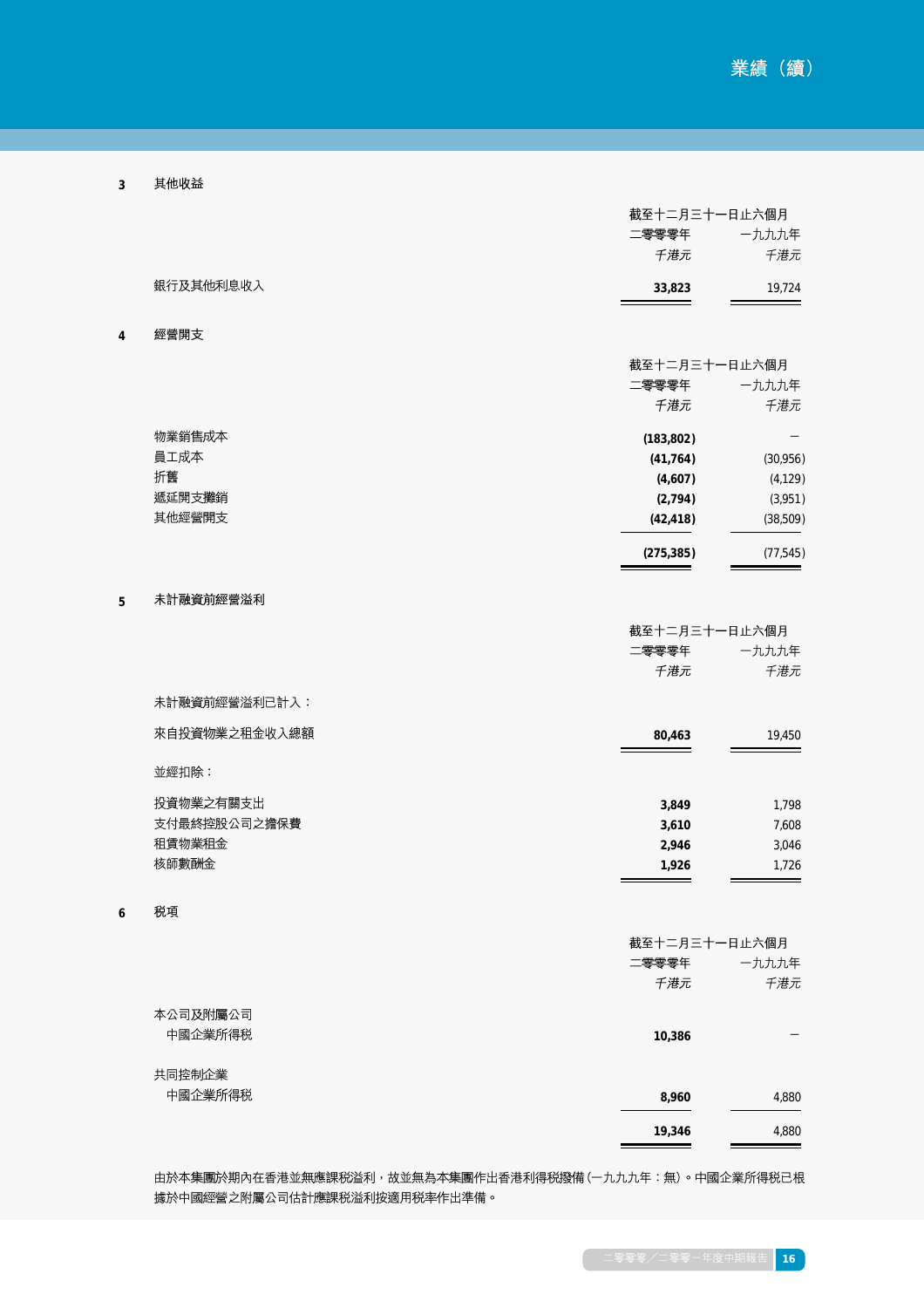## 3 其他收益

| | 截至十二月三十一日止六個月 | |
|---|---|---|
| | 二零零零年 | 一九九九年 |
| | *千港元* | *千港元* |
| 銀行及其他利息收入 | **33,823** | 19,724 |

## 4 經營開支

| | 截至十二月三十一日止六個月 | |
|---|---|---|
| | 二零零零年 | 一九九九年 |
| | *千港元* | *千港元* |
| 物業銷售成本 | **(183,802)** | – |
| 員工成本 | **(41,764)** | (30,956) |
| 折舊 | **(4,607)** | (4,129) |
| 遞延開支攤銷 | **(2,794)** | (3,951) |
| 其他經營開支 | **(42,418)** | (38,509) |
| | **(275,385)** | (77,545) |

## 5 未計融資前經營溢利

| | 截至十二月三十一日止六個月 | |
|---|---|---|
| | 二零零零年 | 一九九九年 |
| | *千港元* | *千港元* |
| 未計融資前經營溢利已計入： | | |
| 來自投資物業之租金收入總額 | **80,463** | 19,450 |
| 並經扣除： | | |
| 投資物業之有關支出 | **3,849** | 1,798 |
| 支付最終控股公司之擔保費 | **3,610** | 7,608 |
| 租賃物業租金 | **2,946** | 3,046 |
| 核師數酬金 | **1,926** | 1,726 |

## 6 稅項

| | 截至十二月三十一日止六個月 | |
|---|---|---|
| | 二零零零年 | 一九九九年 |
| | *千港元* | *千港元* |
| 本公司及附屬公司 | | |
| 中國企業所得稅 | **10,386** | – |
| 共同控制企業 | | |
| 中國企業所得稅 | **8,960** | 4,880 |
| | **19,346** | 4,880 |

由於本集團於期內在香港並無應課稅溢利，故並無為本集團作出香港利得稅撥備（一九九九年：無）。中國企業所得稅已根據於中國經營之附屬公司估計應課稅溢利按適用稅率作出準備。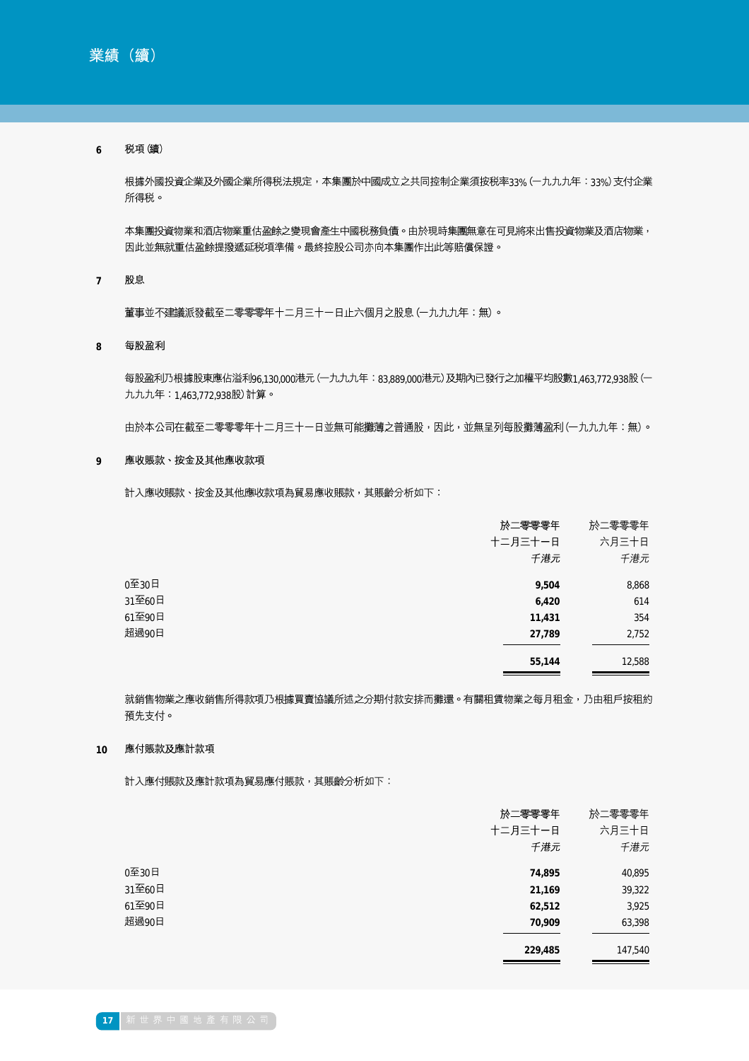## 業績（續）

### 6 税項 (續)

根據外國投資企業及外國企業所得税法規定，本集團於中國成立之共同控制企業須按税率33% (一九九九年：33%) 支付企業所得税。

本集團投資物業和酒店物業重估盈餘之變現會產生中國税務負債。由於現時集團無意在可見將來出售投資物業及酒店物業，因此並無就重估盈餘提撥遞延税項準備。最終控股公司亦向本集團作出此等賠償保證。

### 7 股息

董事並不建議派發截至二零零零年十二月三十一日止六個月之股息 (一九九九年：無)。

### 8 每股盈利

每股盈利乃根據股東應佔溢利96,130,000港元 (一九九九年：83,889,000港元) 及期內已發行之加權平均股數1,463,772,938股 (一九九九年：1,463,772,938股) 計算。

由於本公司在截至二零零零年十二月三十一日並無可能攤薄之普通股，因此，並無呈列每股攤薄盈利 (一九九九年：無)。

### 9 應收賬款、按金及其他應收款項

計入應收賬款、按金及其他應收款項為貿易應收賬款，其賬齡分析如下：

| | 於二零零零年十二月三十一日 *千港元* | 於二零零零年六月三十日 *千港元* |
|---|---|---|
| 0至30日 | **9,504** | 8,868 |
| 31至60日 | **6,420** | 614 |
| 61至90日 | **11,431** | 354 |
| 超過90日 | **27,789** | 2,752 |
| | **55,144** | 12,588 |

就銷售物業之應收銷售所得款項乃根據買賣協議所述之分期付款安排而攤還。有關租賃物業之每月租金，乃由租戶按租約預先支付。

### 10 應付賬款及應計款項

計入應付賬款及應計款項為貿易應付賬款，其賬齡分析如下：

| | 於二零零零年十二月三十一日 *千港元* | 於二零零零年六月三十日 *千港元* |
|---|---|---|
| 0至30日 | **74,895** | 40,895 |
| 31至60日 | **21,169** | 39,322 |
| 61至90日 | **62,512** | 3,925 |
| 超過90日 | **70,909** | 63,398 |
| | **229,485** | 147,540 |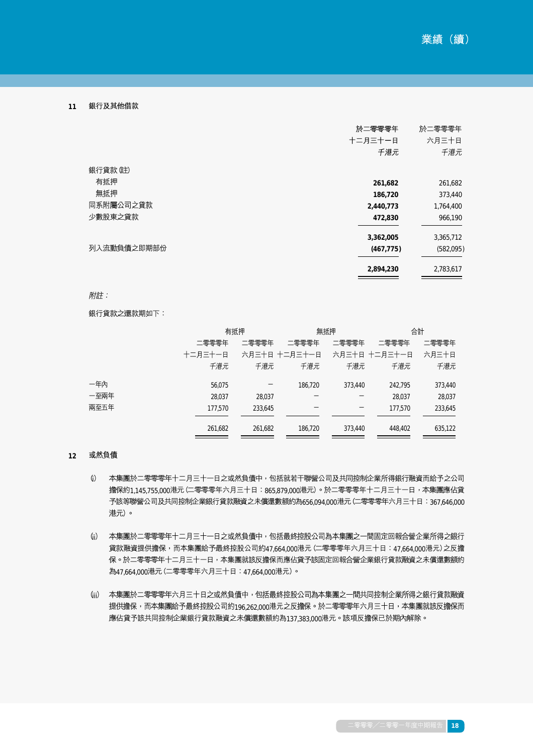## 11 銀行及其他借款

| | 於二零零零年十二月三十一日 *千港元* | 於二零零零年六月三十日 *千港元* |
|---|---|---|
| 銀行貸款 (註) | | |
| 有抵押 | **261,682** | 261,682 |
| 無抵押 | **186,720** | 373,440 |
| 同系附屬公司之貸款 | **2,440,773** | 1,764,400 |
| 少數股東之貸款 | **472,830** | 966,190 |
| | **3,362,005** | 3,365,712 |
| 列入流動負債之即期部份 | **(467,775)** | (582,095) |
| | **2,894,230** | 2,783,617 |

*附註：*

銀行貸款之還款期如下：

| | 有抵押 | | 無抵押 | | 合計 | |
|---|---|---|---|---|---|---|
| | 二零零零年十二月三十一日 *千港元* | 二零零零年六月三十日 *千港元* | 二零零零年十二月三十一日 *千港元* | 二零零零年六月三十日 *千港元* | 二零零零年十二月三十一日 *千港元* | 二零零零年六月三十日 *千港元* |
| 一年內 | 56,075 | – | 186,720 | 373,440 | 242,795 | 373,440 |
| 一至兩年 | 28,037 | 28,037 | – | – | 28,037 | 28,037 |
| 兩至五年 | 177,570 | 233,645 | – | – | 177,570 | 233,645 |
| | 261,682 | 261,682 | 186,720 | 373,440 | 448,402 | 635,122 |

## 12 或然負債

(i) 本集團於二零零零年十二月三十一日之或然負債中，包括就若干聯營公司及共同控制企業所得銀行融資而給予之公司擔保約1,145,755,000港元 (二零零零年六月三十日：865,879,000港元)。於二零零零年十二月三十一日，本集團應佔貸予該等聯營公司及共同控制企業銀行貸款融資之未償還數額約為656,094,000港元 (二零零零年六月三十日：367,646,000港元)。

(ii) 本集團於二零零零年十二月三十一日之或然負債中，包括最終控股公司為本集團之一間固定回報合營企業所得之銀行貸款融資提供擔保，而本集團給予最終控股公司約47,664,000港元 (二零零零年六月三十日：47,664,000港元) 之反擔保。於二零零零年十二月三十一日，本集團就該反擔保而應佔貸予該固定回報合營企業銀行貸款融資之未償還數額約為47,664,000港元 (二零零零年六月三十日：47,664,000港元)。

(iii) 本集團於二零零零年六月三十日之或然負債中，包括最終控股公司為本集團之一間共同控制企業所得之銀行貸款融資提供擔保，而本集團給予最終控股公司約196,262,000港元之反擔保。於二零零零年六月三十日，本集團就該反擔保而應佔貸予該共同控制企業銀行貸款融資之未償還數額約為137,383,000港元。該項反擔保已於期內解除。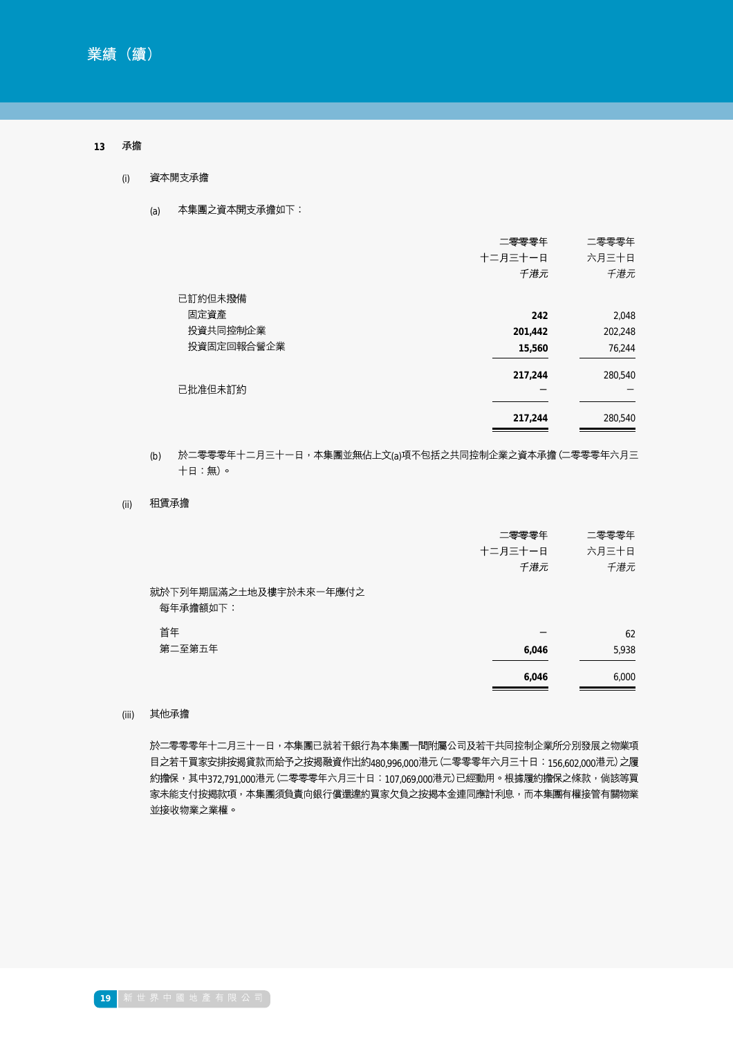## 13 承擔

### (i) 資本開支承擔

(a) 本集團之資本開支承擔如下：

| | 二零零零年十二月三十一日 千港元 | 二零零零年六月三十日 千港元 |
|---|---|---|
| 已訂約但未撥備 | | |
| 固定資產 | **242** | 2,048 |
| 投資共同控制企業 | **201,442** | 202,248 |
| 投資固定回報合營企業 | **15,560** | 76,244 |
| | **217,244** | 280,540 |
| 已批准但未訂約 | – | – |
| | **217,244** | 280,540 |

(b) 於二零零零年十二月三十一日，本集團並無佔上文(a)項不包括之共同控制企業之資本承擔（二零零零年六月三十日：無）。

### (ii) 租賃承擔

| | 二零零零年十二月三十一日 千港元 | 二零零零年六月三十日 千港元 |
|---|---|---|
| 就於下列年期屆滿之土地及樓宇於未來一年應付之每年承擔額如下： | | |
| 首年 | – | 62 |
| 第二至第五年 | **6,046** | 5,938 |
| | **6,046** | 6,000 |

### (iii) 其他承擔

於二零零零年十二月三十一日，本集團已就若干銀行為本集團一間附屬公司及若干共同控制企業所分別發展之物業項目之若干買家安排按揭貸款而給予之按揭融資作出約480,996,000港元（二零零零年六月三十日：156,602,000港元）之履約擔保，其中372,791,000港元（二零零零年六月三十日：107,069,000港元）已經動用。根據履約擔保之條款，倘該等買家未能支付按揭款項，本集團須負責向銀行償還違約買家欠負之按揭本金連同應計利息，而本集團有權接管有關物業並接收物業之業權。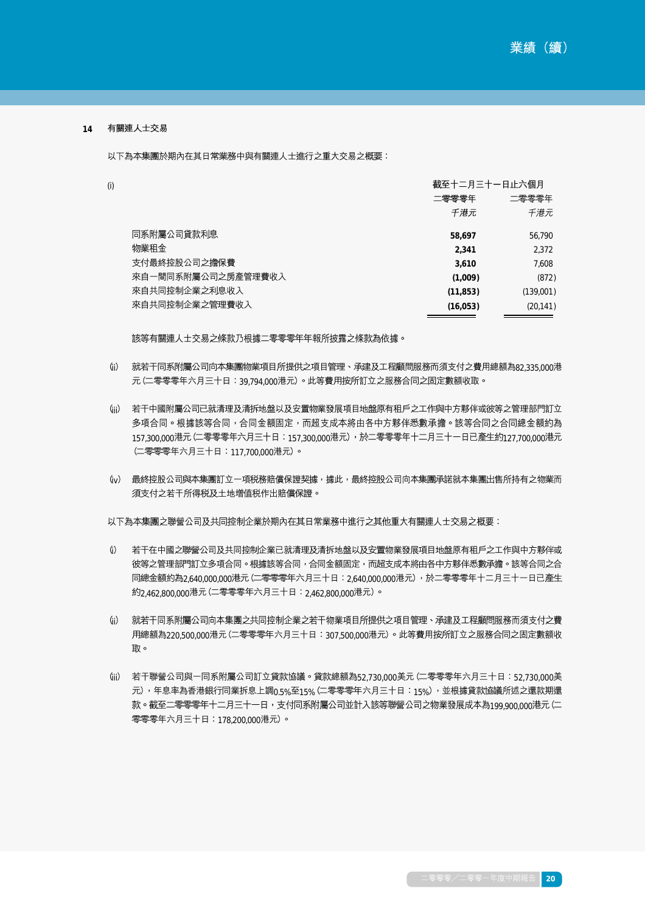## 14 有關連人士交易

以下為本集團於期內在其日常業務中與有關連人士進行之重大交易之概要：

(i)

| | 截至十二月三十一日止六個月 | |
|---|---|---|
| | 二零零零年 | 二零零零年 |
| | *千港元* | *千港元* |
| 同系附屬公司貸款利息 | **58,697** | 56,790 |
| 物業租金 | **2,341** | 2,372 |
| 支付最終控股公司之擔保費 | **3,610** | 7,608 |
| 來自一間同系附屬公司之房產管理費收入 | **(1,009)** | (872) |
| 來自共同控制企業之利息收入 | **(11,853)** | (139,001) |
| 來自共同控制企業之管理費收入 | **(16,053)** | (20,141) |

該等有關連人士交易之條款乃根據二零零零年年報所披露之條款為依據。

(ii) 就若干同系附屬公司向本集團物業項目所提供之項目管理、承建及工程顧問服務而須支付之費用總額為82,335,000港元（二零零零年六月三十日：39,794,000港元）。此等費用按所訂立之服務合同之固定數額收取。

(iii) 若干中國附屬公司已就清理及清拆地盤以及安置物業發展項目地盤原有租戶之工作與中方夥伴或彼等之管理部門訂立多項合同。根據該等合同，合同金額固定，而超支成本將由各中方夥伴悉數承擔。該等合同之合同總金額約為157,300,000港元（二零零零年六月三十日：157,300,000港元），於二零零零年十二月三十一日已產生約127,700,000港元（二零零零年六月三十日：117,700,000港元）。

(iv) 最終控股公司與本集團訂立一項稅務賠償保證契據，據此，最終控股公司向本集團承諾就本集團出售所持有之物業而須支付之若干所得稅及土地增值稅作出賠償保證。

以下為本集團之聯營公司及共同控制企業於期內在其日常業務中進行之其他重大有關連人士交易之概要：

(i) 若干在中國之聯營公司及共同控制企業已就清理及清拆地盤以及安置物業發展項目地盤原有租戶之工作與中方夥伴或彼等之管理部門訂立多項合同。根據該等合同，合同金額固定，而超支成本將由各中方夥伴悉數承擔。該等合同之合同總金額約為2,640,000,000港元（二零零零年六月三十日：2,640,000,000港元），於二零零零年十二月三十一日已產生約2,462,800,000港元（二零零零年六月三十日：2,462,800,000港元）。

(ii) 就若干同系附屬公司向本集團之共同控制企業之若干物業項目所提供之項目管理、承建及工程顧問服務而須支付之費用總額為220,500,000港元（二零零零年六月三十日：307,500,000港元）。此等費用按所訂立之服務合同之固定數額收取。

(iii) 若干聯營公司與一同系附屬公司訂立貸款協議。貸款總額為52,730,000美元（二零零零年六月三十日：52,730,000美元），年息率為香港銀行同業拆息上調0.5%至15%（二零零零年六月三十日：15%），並根據貸款協議所述之還款期還款。截至二零零零年十二月三十一日，支付同系附屬公司並計入該等聯營公司之物業發展成本為199,900,000港元（二零零零年六月三十日：178,200,000港元）。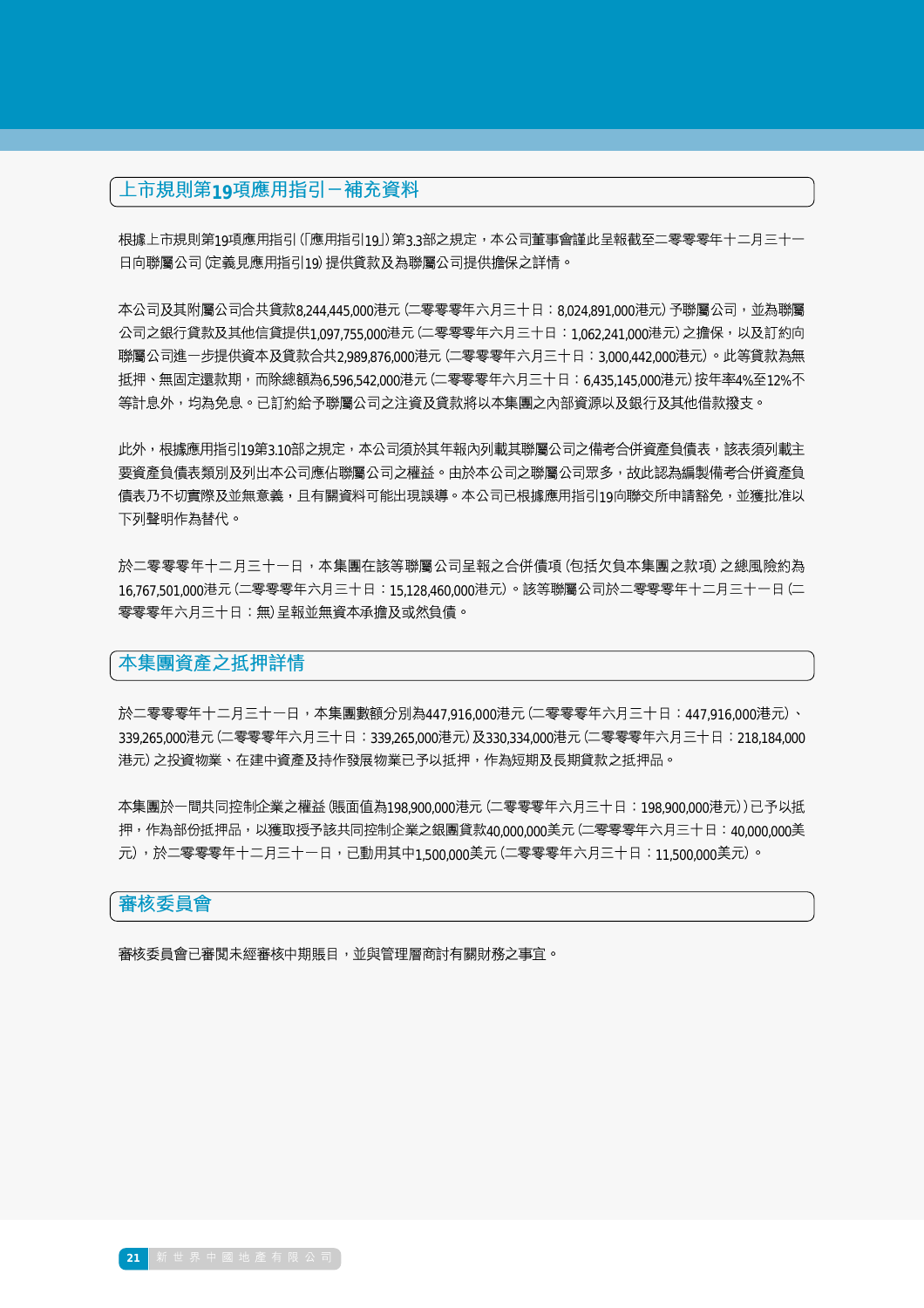## 上市規則第19項應用指引－補充資料

根據上市規則第19項應用指引(「應用指引19」)第3.3部之規定，本公司董事會謹此呈報截至二零零零年十二月三十一日向聯屬公司(定義見應用指引19)提供貸款及為聯屬公司提供擔保之詳情。

本公司及其附屬公司合共貸款8,244,445,000港元(二零零零年六月三十日：8,024,891,000港元)予聯屬公司，並為聯屬公司之銀行貸款及其他信貸提供1,097,755,000港元(二零零零年六月三十日：1,062,241,000港元)之擔保，以及訂約向聯屬公司進一步提供資本及貸款合共2,989,876,000港元(二零零零年六月三十日：3,000,442,000港元)。此等貸款為無抵押、無固定還款期，而除總額為6,596,542,000港元(二零零零年六月三十日：6,435,145,000港元)按年率4%至12%不等計息外，均為免息。已訂約給予聯屬公司之注資及貸款將以本集團之內部資源以及銀行及其他借款撥支。

此外，根據應用指引19第3.10部之規定，本公司須於其年報內列載其聯屬公司之備考合併資產負債表，該表須列載主要資產負債表類別及列出本公司應佔聯屬公司之權益。由於本公司之聯屬公司眾多，故此認為編製備考合併資產負債表乃不切實際及並無意義，且有關資料可能出現誤導。本公司已根據應用指引19向聯交所申請豁免，並獲批准以下列聲明作為替代。

於二零零零年十二月三十一日，本集團在該等聯屬公司呈報之合併債項(包括欠負本集團之款項)之總風險約為16,767,501,000港元(二零零零年六月三十日：15,128,460,000港元)。該等聯屬公司於二零零零年十二月三十一日(二零零零年六月三十日：無)呈報並無資本承擔及或然負債。

## 本集團資產之抵押詳情

於二零零零年十二月三十一日，本集團數額分別為447,916,000港元(二零零零年六月三十日：447,916,000港元)、339,265,000港元(二零零零年六月三十日：339,265,000港元)及330,334,000港元(二零零零年六月三十日：218,184,000港元)之投資物業、在建中資產及持作發展物業已予以抵押，作為短期及長期貸款之抵押品。

本集團於一間共同控制企業之權益(賬面值為198,900,000港元(二零零零年六月三十日：198,900,000港元))已予以抵押，作為部份抵押品，以獲取授予該共同控制企業之銀團貸款40,000,000美元(二零零零年六月三十日：40,000,000美元)，於二零零零年十二月三十一日，已動用其中1,500,000美元(二零零零年六月三十日：11,500,000美元)。

## 審核委員會

審核委員會已審閱未經審核中期賬目，並與管理層商討有關財務之事宜。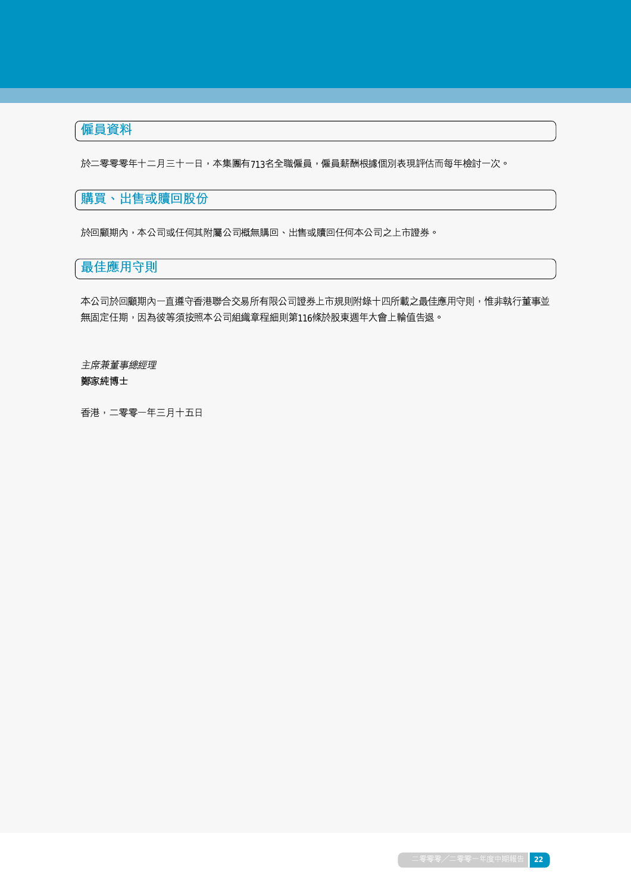## 僱員資料

於二零零零年十二月三十一日，本集團有713名全職僱員，僱員薪酬根據個別表現評估而每年檢討一次。

## 購買、出售或贖回股份

於回顧期內，本公司或任何其附屬公司概無購回、出售或贖回任何本公司之上市證券。

## 最佳應用守則

本公司於回顧期內一直遵守香港聯合交易所有限公司證券上市規則附錄十四所載之最佳應用守則，惟非執行董事並無固定任期，因為彼等須按照本公司組織章程細則第116條於股東週年大會上輪值告退。

*主席兼董事總經理*
**鄭家純博士**

香港，二零零一年三月十五日